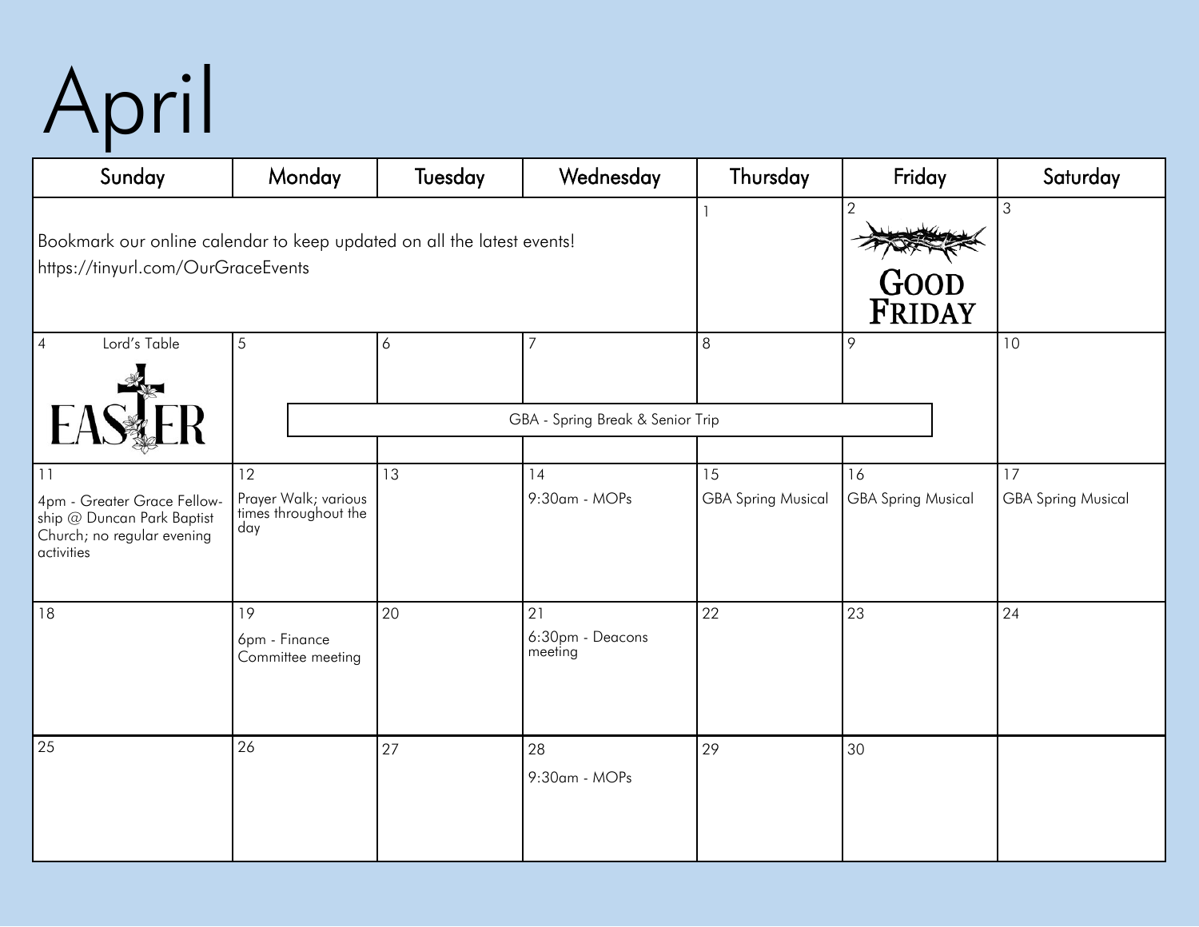# April

| Sunday | Monday | Tuesday | Wednesday | Thursday | Friday | Saturday |
|---|---|---|---|---|---|---|
| Bookmark our online calendar to keep updated on all the latest events! https://tinyurl.com/OurGraceEvents | | | | 1 | 2 GOOD FRIDAY | 3 |
| 4 Lord's Table EASTER | 5 GBA - Spring Break & Senior Trip | 6 GBA - Spring Break & Senior Trip | 7 GBA - Spring Break & Senior Trip | 8 GBA - Spring Break & Senior Trip | 9 GBA - Spring Break & Senior Trip | 10 |
| 11 4pm - Greater Grace Fellowship @ Duncan Park Baptist Church; no regular evening activities | 12 Prayer Walk; various times throughout the day | 13 | 14 9:30am - MOPs | 15 GBA Spring Musical | 16 GBA Spring Musical | 17 GBA Spring Musical |
| 18 | 19 6pm - Finance Committee meeting | 20 | 21 6:30pm - Deacons meeting | 22 | 23 | 24 |
| 25 | 26 | 27 | 28 9:30am - MOPs | 29 | 30 | |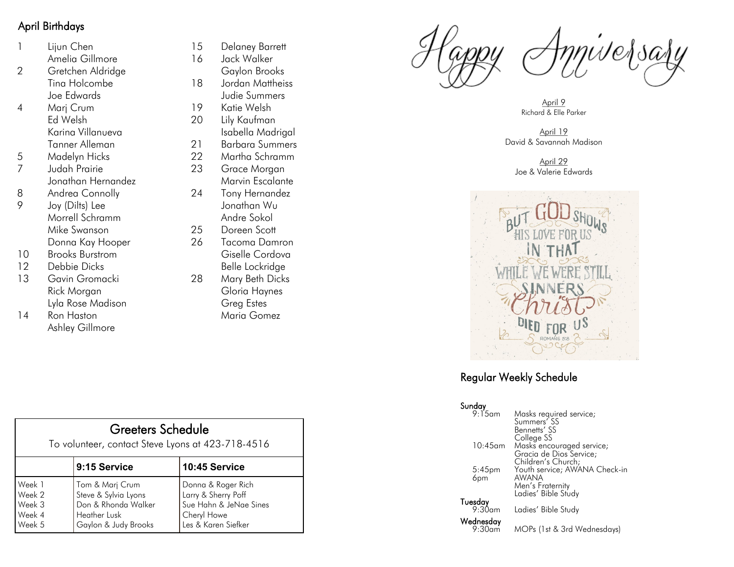## April Birthdays

| | |
|---|---|
| 1 | Lijun Chen |
| | Amelia Gillmore |
| 2 | Gretchen Aldridge |
| | Tina Holcombe |
| | Joe Edwards |
| 4 | Marj Crum |
| | Ed Welsh |
| | Karina Villanueva |
| | Tanner Alleman |
| 5 | Madelyn Hicks |
| 7 | Judah Prairie |
| | Jonathan Hernandez |
| 8 | Andrea Connolly |
| 9 | Joy (Dilts) Lee |
| | Morrell Schramm |
| | Mike Swanson |
| | Donna Kay Hooper |
| 10 | Brooks Burstrom |
| 12 | Debbie Dicks |
| 13 | Gavin Gromacki |
| | Rick Morgan |
| | Lyla Rose Madison |
| 14 | Ron Haston |
| | Ashley Gillmore |
| 15 | Delaney Barrett |
| 16 | Jack Walker |
| | Gaylon Brooks |
| 18 | Jordan Mattheiss |
| | Judie Summers |
| 19 | Katie Welsh |
| 20 | Lily Kaufman |
| | Isabella Madrigal |
| 21 | Barbara Summers |
| 22 | Martha Schramm |
| 23 | Grace Morgan |
| | Marvin Escalante |
| 24 | Tony Hernandez |
| | Jonathan Wu |
| | Andre Sokol |
| 25 | Doreen Scott |
| 26 | Tacoma Damron |
| | Giselle Cordova |
| | Belle Lockridge |
| 28 | Mary Beth Dicks |
| | Gloria Haynes |
| | Greg Estes |
| | Maria Gomez |

## Greeters Schedule

To volunteer, contact Steve Lyons at 423-718-4516

| | 9:15 Service | 10:45 Service |
|---|---|---|
| Week 1 | Tom & Marj Crum | Donna & Roger Rich |
| Week 2 | Steve & Sylvia Lyons | Larry & Sherry Poff |
| Week 3 | Don & Rhonda Walker | Sue Hahn & JeNae Sines |
| Week 4 | Heather Lusk | Cheryl Howe |
| Week 5 | Gaylon & Judy Brooks | Les & Karen Siefker |

# Happy Anniversary

April 9
Richard & Elle Parker

April 19
David & Savannah Madison

April 29
Joe & Valerie Edwards

BUT GOD SHOWS HIS LOVE FOR US IN THAT WHILE WE WERE STILL SINNERS Christ DIED FOR US
ROMANS 5:8

## Regular Weekly Schedule

**Sunday**

| | |
|---|---|
| 9:15am | Masks required service; |
| | Summers' SS |
| | Bennetts' SS |
| | College SS |
| 10:45am | Masks encouraged service; |
| | Gracia de Dios Service; |
| | Children's Church; |
| 5:45pm | Youth service; AWANA Check-in |
| 6pm | AWANA |
| | Men's Fraternity |
| | Ladies' Bible Study |

**Tuesday**

| | |
|---|---|
| 9:30am | Ladies' Bible Study |

**Wednesday**

| | |
|---|---|
| 9:30am | MOPs (1st & 3rd Wednesdays) |